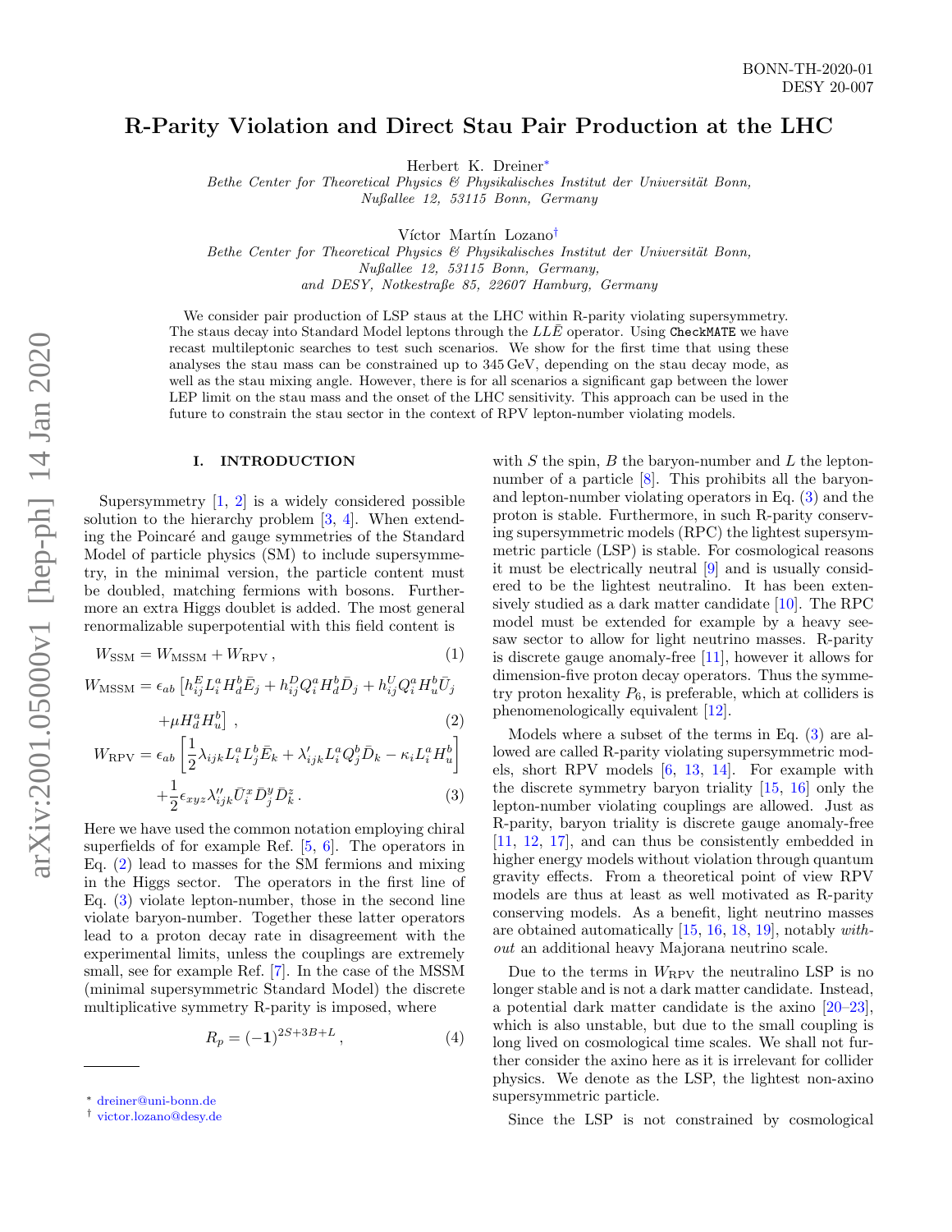BONN-TH-2020-01
DESY 20-007

# R-Parity Violation and Direct Stau Pair Production at the LHC

Herbert K. Dreiner[*]

*Bethe Center for Theoretical Physics & Physikalisches Institut der Universität Bonn, Nußallee 12, 53115 Bonn, Germany*

Víctor Martín Lozano[†]

*Bethe Center for Theoretical Physics & Physikalisches Institut der Universität Bonn, Nußallee 12, 53115 Bonn, Germany, and DESY, Notkestraße 85, 22607 Hamburg, Germany*

We consider pair production of LSP staus at the LHC within R-parity violating supersymmetry. The staus decay into Standard Model leptons through the $LL\bar{E}$ operator. Using `CheckMATE` we have recast multileptonic searches to test such scenarios. We show for the first time that using these analyses the stau mass can be constrained up to 345 GeV, depending on the stau decay mode, as well as the stau mixing angle. However, there is for all scenarios a significant gap between the lower LEP limit on the stau mass and the onset of the LHC sensitivity. This approach can be used in the future to constrain the stau sector in the context of RPV lepton-number violating models.

## I. INTRODUCTION

Supersymmetry [1, 2] is a widely considered possible solution to the hierarchy problem [3, 4]. When extending the Poincaré and gauge symmetries of the Standard Model of particle physics (SM) to include supersymmetry, in the minimal version, the particle content must be doubled, matching fermions with bosons. Furthermore an extra Higgs doublet is added. The most general renormalizable superpotential with this field content is

$$W_{\rm SSM} = W_{\rm MSSM} + W_{\rm RPV}\,, \tag{1}$$

$$W_{\rm MSSM} = \epsilon_{ab}\left[h^E_{ij}L^a_iH^b_d\bar{E}_j + h^D_{ij}Q^a_iH^b_d\bar{D}_j + h^U_{ij}Q^a_iH^b_u\bar{U}_j + \mu H^a_dH^b_u\right]\,, \tag{2}$$

$$W_{\rm RPV} = \epsilon_{ab}\left[\frac{1}{2}\lambda_{ijk}L^a_iL^b_j\bar{E}_k + \lambda'_{ijk}L^a_iQ^b_j\bar{D}_k - \kappa_iL^a_iH^b_u\right] + \frac{1}{2}\epsilon_{xyz}\lambda''_{ijk}\bar{U}^x_i\bar{D}^y_j\bar{D}^z_k\,. \tag{3}$$

Here we have used the common notation employing chiral superfields of for example Ref. [5, 6]. The operators in Eq. (2) lead to masses for the SM fermions and mixing in the Higgs sector. The operators in the first line of Eq. (3) violate lepton-number, those in the second line violate baryon-number. Together these latter operators lead to a proton decay rate in disagreement with the experimental limits, unless the couplings are extremely small, see for example Ref. [7]. In the case of the MSSM (minimal supersymmetric Standard Model) the discrete multiplicative symmetry R-parity is imposed, where

$$R_p = (-\mathbf{1})^{2S+3B+L}\,, \tag{4}$$

with $S$ the spin, $B$ the baryon-number and $L$ the lepton-number of a particle [8]. This prohibits all the baryon- and lepton-number violating operators in Eq. (3) and the proton is stable. Furthermore, in such R-parity conserving supersymmetric models (RPC) the lightest supersymmetric particle (LSP) is stable. For cosmological reasons it must be electrically neutral [9] and is usually considered to be the lightest neutralino. It has been extensively studied as a dark matter candidate [10]. The RPC model must be extended for example by a heavy see-saw sector to allow for light neutrino masses. R-parity is discrete gauge anomaly-free [11], however it allows for dimension-five proton decay operators. Thus the symmetry proton hexality $P_6$, is preferable, which at colliders is phenomenologically equivalent [12].

Models where a subset of the terms in Eq. (3) are allowed are called R-parity violating supersymmetric models, short RPV models [6, 13, 14]. For example with the discrete symmetry baryon triality [15, 16] only the lepton-number violating couplings are allowed. Just as R-parity, baryon triality is discrete gauge anomaly-free [11, 12, 17], and can thus be consistently embedded in higher energy models without violation through quantum gravity effects. From a theoretical point of view RPV models are thus at least as well motivated as R-parity conserving models. As a benefit, light neutrino masses are obtained automatically [15, 16, 18, 19], notably *without* an additional heavy Majorana neutrino scale.

Due to the terms in $W_{\rm RPV}$ the neutralino LSP is no longer stable and is not a dark matter candidate. Instead, a potential dark matter candidate is the axino [20–23], which is also unstable, but due to the small coupling is long lived on cosmological time scales. We shall not further consider the axino here as it is irrelevant for collider physics. We denote as the LSP, the lightest non-axino supersymmetric particle.

Since the LSP is not constrained by cosmological

* dreiner@uni-bonn.de
† victor.lozano@desy.de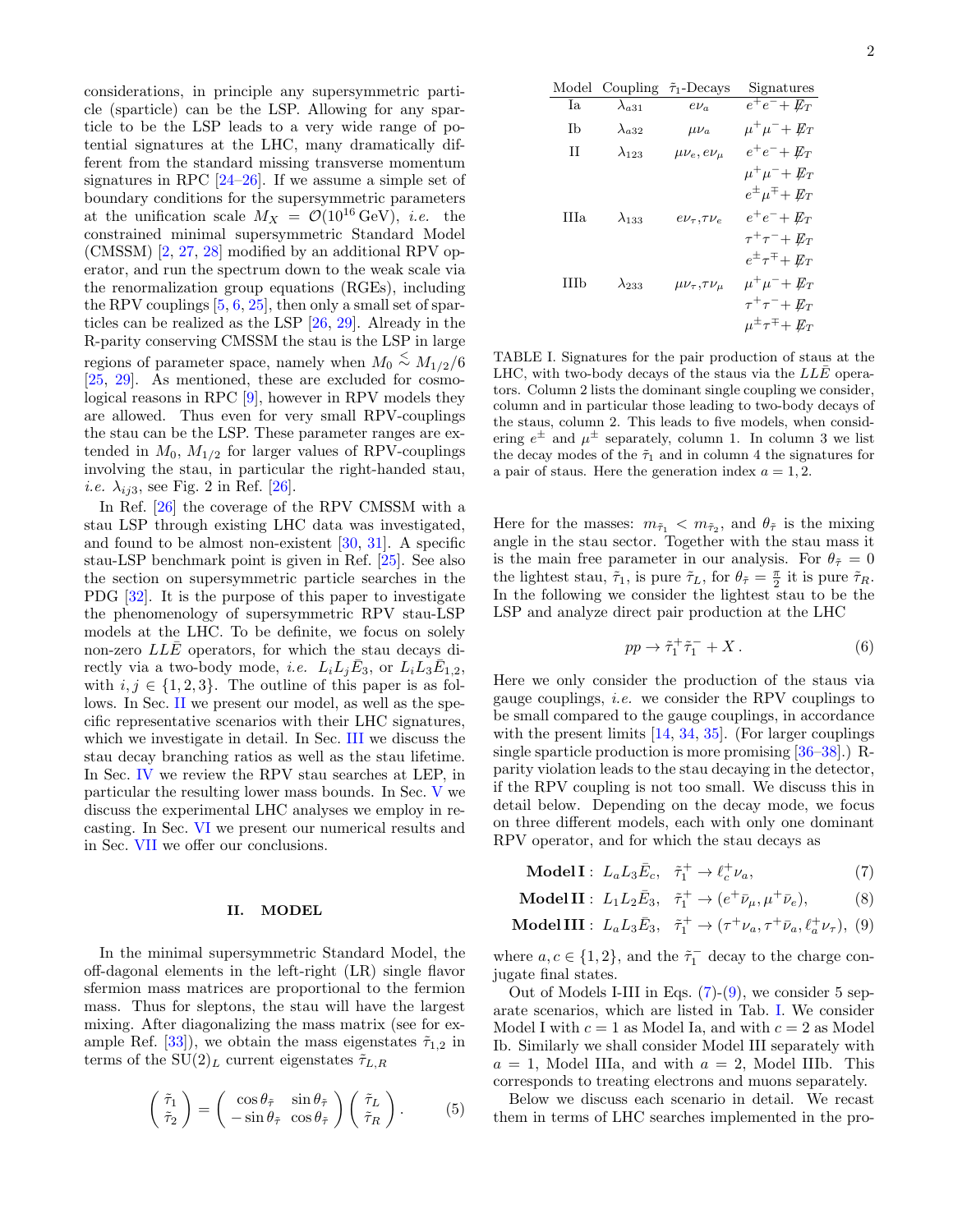considerations, in principle any supersymmetric particle (sparticle) can be the LSP. Allowing for any sparticle to be the LSP leads to a very wide range of potential signatures at the LHC, many dramatically different from the standard missing transverse momentum signatures in RPC [24–26]. If we assume a simple set of boundary conditions for the supersymmetric parameters at the unification scale $M_X = \mathcal{O}(10^{16}\,\mathrm{GeV})$, *i.e.* the constrained minimal supersymmetric Standard Model (CMSSM) [2, 27, 28] modified by an additional RPV operator, and run the spectrum down to the weak scale via the renormalization group equations (RGEs), including the RPV couplings [5, 6, 25], then only a small set of sparticles can be realized as the LSP [26, 29]. Already in the R-parity conserving CMSSM the stau is the LSP in large regions of parameter space, namely when $M_0 \lesssim M_{1/2}/6$ [25, 29]. As mentioned, these are excluded for cosmological reasons in RPC [9], however in RPV models they are allowed. Thus even for very small RPV-couplings the stau can be the LSP. These parameter ranges are extended in $M_0$, $M_{1/2}$ for larger values of RPV-couplings involving the stau, in particular the right-handed stau, *i.e.* $\lambda_{ij3}$, see Fig. 2 in Ref. [26].

In Ref. [26] the coverage of the RPV CMSSM with a stau LSP through existing LHC data was investigated, and found to be almost non-existent [30, 31]. A specific stau-LSP benchmark point is given in Ref. [25]. See also the section on supersymmetric particle searches in the PDG [32]. It is the purpose of this paper to investigate the phenomenology of supersymmetric RPV stau-LSP models at the LHC. To be definite, we focus on solely non-zero $LL\bar{E}$ operators, for which the stau decays directly via a two-body mode, *i.e.* $L_iL_j\bar{E}_3$, or $L_iL_3\bar{E}_{1,2}$, with $i,j \in \{1,2,3\}$. The outline of this paper is as follows. In Sec. II we present our model, as well as the specific representative scenarios with their LHC signatures, which we investigate in detail. In Sec. III we discuss the stau decay branching ratios as well as the stau lifetime. In Sec. IV we review the RPV stau searches at LEP, in particular the resulting lower mass bounds. In Sec. V we discuss the experimental LHC analyses we employ in recasting. In Sec. VI we present our numerical results and in Sec. VII we offer our conclusions.

## II. MODEL

In the minimal supersymmetric Standard Model, the off-dagonal elements in the left-right (LR) single flavor sfermion mass matrices are proportional to the fermion mass. Thus for sleptons, the stau will have the largest mixing. After diagonalizing the mass matrix (see for example Ref. [33]), we obtain the mass eigenstates $\tilde{\tau}_{1,2}$ in terms of the $\mathrm{SU}(2)_L$ current eigenstates $\tilde{\tau}_{L,R}$

$$\begin{pmatrix} \tilde{\tau}_1 \\ \tilde{\tau}_2 \end{pmatrix} = \begin{pmatrix} \cos\theta_{\tilde{\tau}} & \sin\theta_{\tilde{\tau}} \\ -\sin\theta_{\tilde{\tau}} & \cos\theta_{\tilde{\tau}} \end{pmatrix} \begin{pmatrix} \tilde{\tau}_L \\ \tilde{\tau}_R \end{pmatrix}. \tag{5}$$

| Model | Coupling | $\tilde{\tau}_1$-Decays | Signatures |
|---|---|---|---|
| Ia | $\lambda_{a31}$ | $e\nu_a$ | $e^+e^- + \not{E}_T$ |
| Ib | $\lambda_{a32}$ | $\mu\nu_a$ | $\mu^+\mu^- + \not{E}_T$ |
| II | $\lambda_{123}$ | $\mu\nu_e, e\nu_\mu$ | $e^+e^- + \not{E}_T$ |
| | | | $\mu^+\mu^- + \not{E}_T$ |
| | | | $e^\pm\mu^\mp + \not{E}_T$ |
| IIIa | $\lambda_{133}$ | $e\nu_\tau, \tau\nu_e$ | $e^+e^- + \not{E}_T$ |
| | | | $\tau^+\tau^- + \not{E}_T$ |
| | | | $e^\pm\tau^\mp + \not{E}_T$ |
| IIIb | $\lambda_{233}$ | $\mu\nu_\tau, \tau\nu_\mu$ | $\mu^+\mu^- + \not{E}_T$ |
| | | | $\tau^+\tau^- + \not{E}_T$ |
| | | | $\mu^\pm\tau^\mp + \not{E}_T$ |

TABLE I. Signatures for the pair production of staus at the LHC, with two-body decays of the stau via the $LL\bar{E}$ operators. Column 2 lists the dominant single coupling we consider, column and in particular those leading to two-body decays of the staus, column 2. This leads to five models, when considering $e^\pm$ and $\mu^\pm$ separately, column 1. In column 3 we list the decay modes of the $\tilde{\tau}_1$ and in column 4 the signatures for a pair of staus. Here the generation index $a = 1, 2$.

Here for the masses: $m_{\tilde{\tau}_1} < m_{\tilde{\tau}_2}$, and $\theta_{\tilde{\tau}}$ is the mixing angle in the stau sector. Together with the stau mass it is the main free parameter in our analysis. For $\theta_{\tilde{\tau}} = 0$ the lightest stau, $\tilde{\tau}_1$, is pure $\tilde{\tau}_L$, for $\theta_{\tilde{\tau}} = \frac{\pi}{2}$ it is pure $\tilde{\tau}_R$. In the following we consider the lightest stau to be the LSP and analyze direct pair production at the LHC

$$pp \to \tilde{\tau}_1^+\tilde{\tau}_1^- + X\,. \tag{6}$$

Here we only consider the production of the staus via gauge couplings, *i.e.* we consider the RPV couplings to be small compared to the gauge couplings, in accordance with the present limits [14, 34, 35]. (For larger couplings single sparticle production is more promising [36–38].) R-parity violation leads to the stau decaying in the detector, if the RPV coupling is not too small. We discuss this in detail below. Depending on the decay mode, we focus on three different models, each with only one dominant RPV operator, and for which the stau decays as

$$\textbf{Model I}: \; L_aL_3\bar{E}_c, \quad \tilde{\tau}_1^+ \to \ell_c^+\nu_a, \tag{7}$$

$$\textbf{Model II}: \; L_1L_2\bar{E}_3, \quad \tilde{\tau}_1^+ \to (e^+\bar{\nu}_\mu, \mu^+\bar{\nu}_e), \tag{8}$$

$$\textbf{Model III}: \; L_aL_3\bar{E}_3, \quad \tilde{\tau}_1^+ \to (\tau^+\nu_a, \tau^+\bar{\nu}_a, \ell_a^+\nu_\tau), \tag{9}$$

where $a, c \in \{1, 2\}$, and the $\tilde{\tau}_1^-$ decay to the charge conjugate final states.

Out of Models I-III in Eqs. (7)-(9), we consider 5 separate scenarios, which are listed in Tab. I. We consider Model I with $c = 1$ as Model Ia, and with $c = 2$ as Model Ib. Similarly we shall consider Model III separately with $a = 1$, Model IIIa, and with $a = 2$, Model IIIb. This corresponds to treating electrons and muons separately.

Below we discuss each scenario in detail. We recast them in terms of LHC searches implemented in the pro-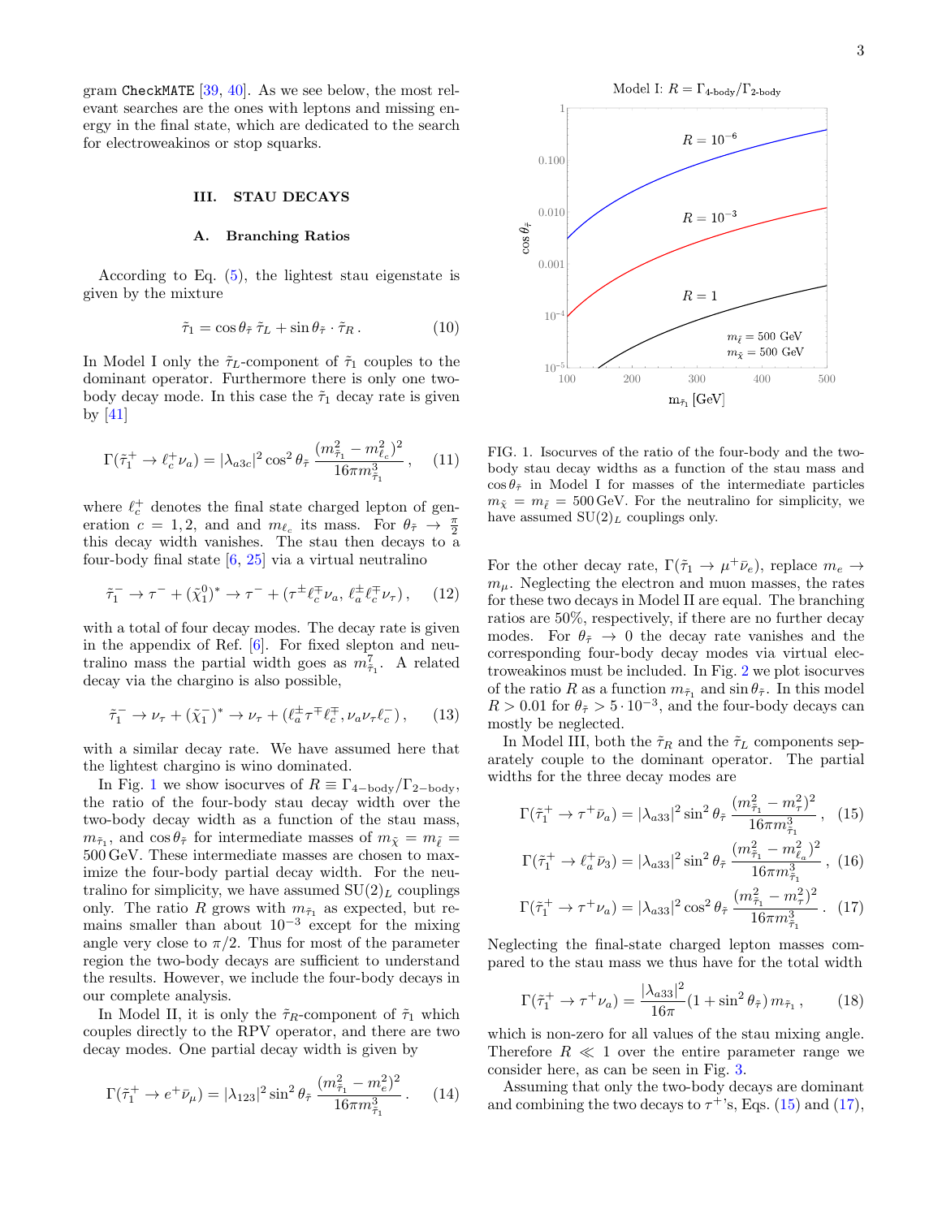gram CheckMATE [39, 40]. As we see below, the most relevant searches are the ones with leptons and missing energy in the final state, which are dedicated to the search for electroweakinos or stop squarks.

## III. STAU DECAYS

### A. Branching Ratios

According to Eq. (5), the lightest stau eigenstate is given by the mixture

$$\tilde{\tau}_1 = \cos\theta_{\tilde{\tau}}\, \tilde{\tau}_L + \sin\theta_{\tilde{\tau}} \cdot \tilde{\tau}_R \,. \tag{10}$$

In Model I only the $\tilde{\tau}_L$-component of $\tilde{\tau}_1$ couples to the dominant operator. Furthermore there is only one two-body decay mode. In this case the $\tilde{\tau}_1$ decay rate is given by [41]

$$\Gamma(\tilde{\tau}_1^+ \to \ell_c^+ \nu_a) = |\lambda_{a3c}|^2 \cos^2\theta_{\tilde{\tau}} \, \frac{(m_{\tilde{\tau}_1}^2 - m_{\ell_c}^2)^2}{16\pi m_{\tilde{\tau}_1}^3} \,, \tag{11}$$

where $\ell_c^+$ denotes the final state charged lepton of generation $c = 1, 2$, and and $m_{\ell_c}$ its mass. For $\theta_{\tilde{\tau}} \to \frac{\pi}{2}$ this decay width vanishes. The stau then decays to a four-body final state [6, 25] via a virtual neutralino

$$\tilde{\tau}_1^- \to \tau^- + (\tilde{\chi}_1^0)^* \to \tau^- + (\tau^\pm \ell_c^\mp \nu_a,\; \ell_a^\pm \ell_c^\mp \nu_\tau) \,, \tag{12}$$

with a total of four decay modes. The decay rate is given in the appendix of Ref. [6]. For fixed slepton and neutralino mass the partial width goes as $m_{\tilde{\tau}_1}^7$. A related decay via the chargino is also possible,

$$\tilde{\tau}_1^- \to \nu_\tau + (\tilde{\chi}_1^-)^* \to \nu_\tau + (\ell_a^\pm \tau^\mp \ell_c^\mp, \nu_a \nu_\tau \ell_c^-) \,, \tag{13}$$

with a similar decay rate. We have assumed here that the lightest chargino is wino dominated.

In Fig. 1 we show isocurves of $R \equiv \Gamma_{4-\text{body}}/\Gamma_{2-\text{body}}$, the ratio of the four-body stau decay width over the two-body decay width as a function of the stau mass, $m_{\tilde{\tau}_1}$, and $\cos\theta_{\tilde{\tau}}$ for intermediate masses of $m_{\tilde{\chi}} = m_{\tilde{\ell}} = 500\,\text{GeV}$. These intermediate masses are chosen to maximize the four-body partial decay width. For the neutralino for simplicity, we have assumed $SU(2)_L$ couplings only. The ratio $R$ grows with $m_{\tilde{\tau}_1}$ as expected, but remains smaller than about $10^{-3}$ except for the mixing angle very close to $\pi/2$. Thus for most of the parameter region the two-body decays are sufficient to understand the results. However, we include the four-body decays in our complete analysis.

In Model II, it is only the $\tilde{\tau}_R$-component of $\tilde{\tau}_1$ which couples directly to the RPV operator, and there are two decay modes. One partial decay width is given by

$$\Gamma(\tilde{\tau}_1^+ \to e^+ \bar{\nu}_\mu) = |\lambda_{123}|^2 \sin^2\theta_{\tilde{\tau}} \, \frac{(m_{\tilde{\tau}_1}^2 - m_e^2)^2}{16\pi m_{\tilde{\tau}_1}^3} \,. \tag{14}$$

FIG. 1. Isocurves of the ratio of the four-body and the two-body stau decay widths as a function of the stau mass and $\cos\theta_{\tilde{\tau}}$ in Model I for masses of the intermediate particles $m_{\tilde{\chi}} = m_{\tilde{\ell}} = 500\,\text{GeV}$. For the neutralino for simplicity, we have assumed $SU(2)_L$ couplings only.

For the other decay rate, $\Gamma(\tilde{\tau}_1 \to \mu^+ \bar{\nu}_e)$, replace $m_e \to m_\mu$. Neglecting the electron and muon masses, the rates for these two decays in Model II are equal. The branching ratios are 50%, respectively, if there are no further decay modes. For $\theta_{\tilde{\tau}} \to 0$ the decay rate vanishes and the corresponding four-body decay modes via virtual electroweakinos must be included. In Fig. 2 we plot isocurves of the ratio $R$ as a function $m_{\tilde{\tau}_1}$ and $\sin\theta_{\tilde{\tau}}$. In this model $R > 0.01$ for $\theta_{\tilde{\tau}} > 5 \cdot 10^{-3}$, and the four-body decays can mostly be neglected.

In Model III, both the $\tilde{\tau}_R$ and the $\tilde{\tau}_L$ components separately couple to the dominant operator. The partial widths for the three decay modes are

$$\Gamma(\tilde{\tau}_1^+ \to \tau^+ \bar{\nu}_a) = |\lambda_{a33}|^2 \sin^2\theta_{\tilde{\tau}} \, \frac{(m_{\tilde{\tau}_1}^2 - m_\tau^2)^2}{16\pi m_{\tilde{\tau}_1}^3} \,, \tag{15}$$

$$\Gamma(\tilde{\tau}_1^+ \to \ell_a^+ \bar{\nu}_3) = |\lambda_{a33}|^2 \sin^2\theta_{\tilde{\tau}} \, \frac{(m_{\tilde{\tau}_1}^2 - m_{\ell_a}^2)^2}{16\pi m_{\tilde{\tau}_1}^3} \,, \tag{16}$$

$$\Gamma(\tilde{\tau}_1^+ \to \tau^+ \nu_a) = |\lambda_{a33}|^2 \cos^2\theta_{\tilde{\tau}} \, \frac{(m_{\tilde{\tau}_1}^2 - m_\tau^2)^2}{16\pi m_{\tilde{\tau}_1}^3} \,. \tag{17}$$

Neglecting the final-state charged lepton masses compared to the stau mass we thus have for the total width

$$\Gamma(\tilde{\tau}_1^+ \to \tau^+ \nu_a) = \frac{|\lambda_{a33}|^2}{16\pi} (1 + \sin^2\theta_{\tilde{\tau}})\, m_{\tilde{\tau}_1} \,, \tag{18}$$

which is non-zero for all values of the stau mixing angle. Therefore $R \ll 1$ over the entire parameter range we consider here, as can be seen in Fig. 3.

Assuming that only the two-body decays are dominant and combining the two decays to $\tau^+$'s, Eqs. (15) and (17),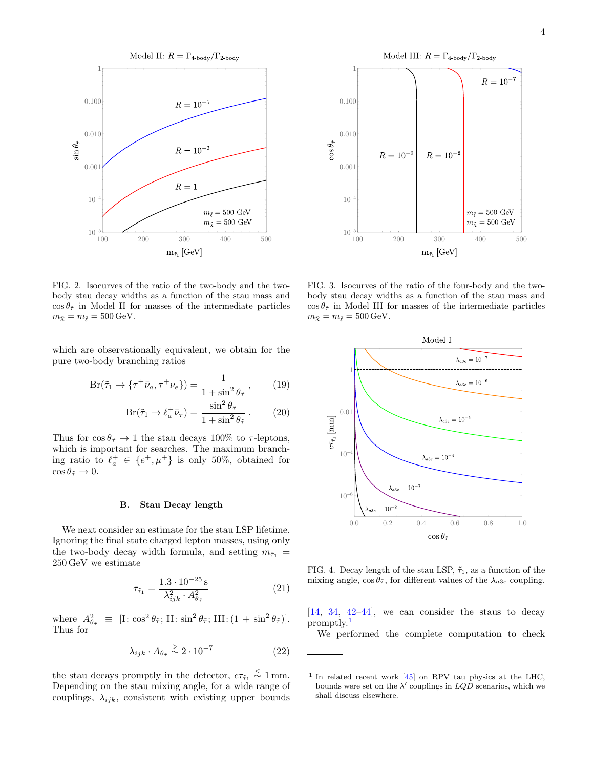FIG. 2. Isocurves of the ratio of the two-body and the two-body stau decay widths as a function of the stau mass and $\cos\theta_{\tilde{\tau}}$ in Model II for masses of the intermediate particles $m_{\tilde{\chi}} = m_{\tilde{\ell}} = 500\,\text{GeV}$.

FIG. 3. Isocurves of the ratio of the four-body and the two-body stau decay widths as a function of the stau mass and $\cos\theta_{\tilde{\tau}}$ in Model III for masses of the intermediate particles $m_{\tilde{\chi}} = m_{\tilde{\ell}} = 500\,\text{GeV}$.

which are observationally equivalent, we obtain for the pure two-body branching ratios

$$\text{Br}(\tilde{\tau}_1 \to \{\tau^+\bar{\nu}_a, \tau^+\nu_e\}) = \frac{1}{1+\sin^2\theta_{\tilde{\tau}}}\,, \tag{19}$$

$$\text{Br}(\tilde{\tau}_1 \to \ell_a^+\bar{\nu}_\tau) = \frac{\sin^2\theta_{\tilde{\tau}}}{1+\sin^2\theta_{\tilde{\tau}}}\,. \tag{20}$$

Thus for $\cos\theta_{\tilde{\tau}} \to 1$ the stau decays 100% to $\tau$-leptons, which is important for searches. The maximum branching ratio to $\ell_a^+ \in \{e^+, \mu^+\}$ is only 50%, obtained for $\cos\theta_{\tilde{\tau}} \to 0$.

### B. Stau Decay length

We next consider an estimate for the stau LSP lifetime. Ignoring the final state charged lepton masses, using only the two-body decay width formula, and setting $m_{\tilde{\tau}_1} = 250\,\text{GeV}$ we estimate

$$\tau_{\tilde{\tau}_1} = \frac{1.3\cdot 10^{-25}\,\text{s}}{\lambda_{ijk}^2 \cdot A_{\theta_{\tilde{\tau}}}^2} \tag{21}$$

where $A^2_{\theta_{\tilde{\tau}}} \equiv [\text{I}: \cos^2\theta_{\tilde{\tau}};\ \text{II}: \sin^2\theta_{\tilde{\tau}};\ \text{III}: (1+\sin^2\theta_{\tilde{\tau}})]$. Thus for

$$\lambda_{ijk}\cdot A_{\theta_{\tilde{\tau}}} \gtrsim 2\cdot 10^{-7} \tag{22}$$

the stau decays promptly in the detector, $c\tau_{\tilde{\tau}_1} \lesssim 1\,\text{mm}$. Depending on the stau mixing angle, for a wide range of couplings, $\lambda_{ijk}$, consistent with existing upper bounds [14, 34, 42–44], we can consider the staus to decay promptly.[1]

FIG. 4. Decay length of the stau LSP, $\tilde{\tau}_1$, as a function of the mixing angle, $\cos\theta_{\tilde{\tau}}$, for different values of the $\lambda_{a3c}$ coupling.

We performed the complete computation to check

[1] In related recent work [45] on RPV tau physics at the LHC, bounds were set on the $\lambda'$ couplings in $LQ\bar{D}$ scenarios, which we shall discuss elsewhere.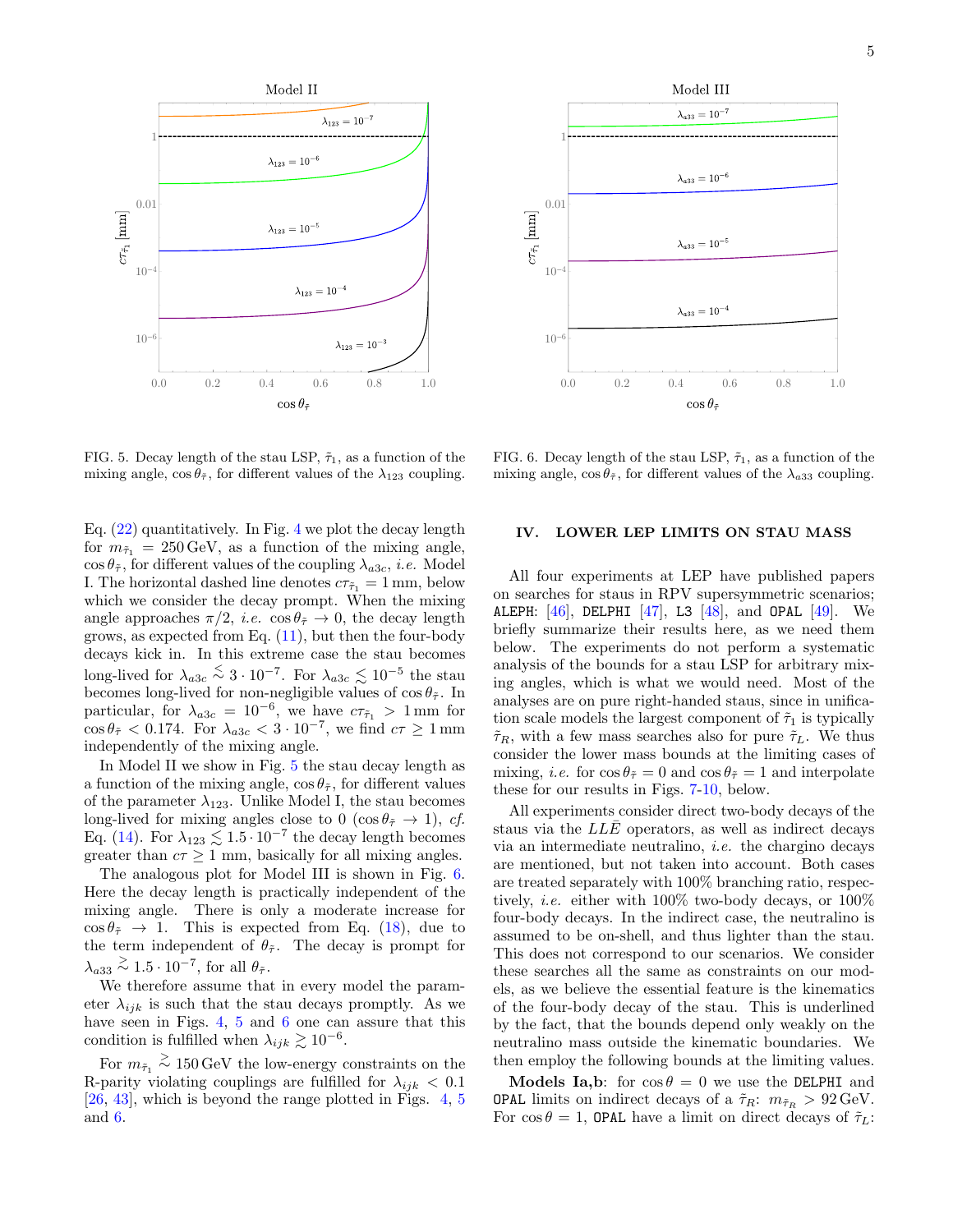FIG. 5. Decay length of the stau LSP, $\tilde{\tau}_1$, as a function of the mixing angle, $\cos\theta_{\tilde{\tau}}$, for different values of the $\lambda_{123}$ coupling.

FIG. 6. Decay length of the stau LSP, $\tilde{\tau}_1$, as a function of the mixing angle, $\cos\theta_{\tilde{\tau}}$, for different values of the $\lambda_{a33}$ coupling.

Eq. (22) quantitatively. In Fig. 4 we plot the decay length for $m_{\tilde{\tau}_1} = 250\,\text{GeV}$, as a function of the mixing angle, $\cos\theta_{\tilde{\tau}}$, for different values of the coupling $\lambda_{a3c}$, *i.e.* Model I. The horizontal dashed line denotes $c\tau_{\tilde{\tau}_1} = 1\,\text{mm}$, below which we consider the decay prompt. When the mixing angle approaches $\pi/2$, *i.e.* $\cos\theta_{\tilde{\tau}} \to 0$, the decay length grows, as expected from Eq. (11), but then the four-body decays kick in. In this extreme case the stau becomes long-lived for $\lambda_{a3c} \lesssim 3\cdot 10^{-7}$. For $\lambda_{a3c} \lesssim 10^{-5}$ the stau becomes long-lived for non-negligible values of $\cos\theta_{\tilde{\tau}}$. In particular, for $\lambda_{a3c} = 10^{-6}$, we have $c\tau_{\tilde{\tau}_1} > 1\,\text{mm}$ for $\cos\theta_{\tilde{\tau}} < 0.174$. For $\lambda_{a3c} < 3\cdot 10^{-7}$, we find $c\tau \geq 1\,\text{mm}$ independently of the mixing angle.

In Model II we show in Fig. 5 the stau decay length as a function of the mixing angle, $\cos\theta_{\tilde{\tau}}$, for different values of the parameter $\lambda_{123}$. Unlike Model I, the stau becomes long-lived for mixing angles close to 0 ($\cos\theta_{\tilde{\tau}} \to 1$), *cf.* Eq. (14). For $\lambda_{123} \lesssim 1.5\cdot 10^{-7}$ the decay length becomes greater than $c\tau \geq 1\,\text{mm}$, basically for all mixing angles.

The analogous plot for Model III is shown in Fig. 6. Here the decay length is practically independent of the mixing angle. There is only a moderate increase for $\cos\theta_{\tilde{\tau}} \to 1$. This is expected from Eq. (18), due to the term independent of $\theta_{\tilde{\tau}}$. The decay is prompt for $\lambda_{a33} \gtrsim 1.5\cdot 10^{-7}$, for all $\theta_{\tilde{\tau}}$.

We therefore assume that in every model the parameter $\lambda_{ijk}$ is such that the stau decays promptly. As we have seen in Figs. 4, 5 and 6 one can assure that this condition is fulfilled when $\lambda_{ijk} \gtrsim 10^{-6}$.

For $m_{\tilde{\tau}_1} \gtrsim 150\,\text{GeV}$ the low-energy constraints on the R-parity violating couplings are fulfilled for $\lambda_{ijk} < 0.1$ [26, 43], which is beyond the range plotted in Figs. 4, 5 and 6.

## IV. LOWER LEP LIMITS ON STAU MASS

All four experiments at LEP have published papers on searches for staus in RPV supersymmetric scenarios; ALEPH: [46], DELPHI [47], L3 [48], and OPAL [49]. We briefly summarize their results here, as we need them below. The experiments do not perform a systematic analysis of the bounds for a stau LSP for arbitrary mixing angles, which is what we would need. Most of the analyses are on pure right-handed staus, since in unification scale models the largest component of $\tilde{\tau}_1$ is typically $\tilde{\tau}_R$, with a few mass searches also for pure $\tilde{\tau}_L$. We thus consider the lower mass bounds at the limiting cases of mixing, *i.e.* for $\cos\theta_{\tilde{\tau}} = 0$ and $\cos\theta_{\tilde{\tau}} = 1$ and interpolate these for our results in Figs. 7-10, below.

All experiments consider direct two-body decays of the staus via the $LL\bar{E}$ operators, as well as indirect decays via an intermediate neutralino, *i.e.* the chargino decays are mentioned, but not taken into account. Both cases are treated separately with 100% branching ratio, respectively, *i.e.* either with 100% two-body decays, or 100% four-body decays. In the indirect case, the neutralino is assumed to be on-shell, and thus lighter than the stau. This does not correspond to our scenarios. We consider these searches all the same as constraints on our models, as we believe the essential feature is the kinematics of the four-body decay of the stau. This is underlined by the fact, that the bounds depend only weakly on the neutralino mass outside the kinematic boundaries. We then employ the following bounds at the limiting values.

**Models Ia,b**: for $\cos\theta = 0$ we use the DELPHI and OPAL limits on indirect decays of a $\tilde{\tau}_R$: $m_{\tilde{\tau}_R} > 92\,\text{GeV}$. For $\cos\theta = 1$, OPAL have a limit on direct decays of $\tilde{\tau}_L$: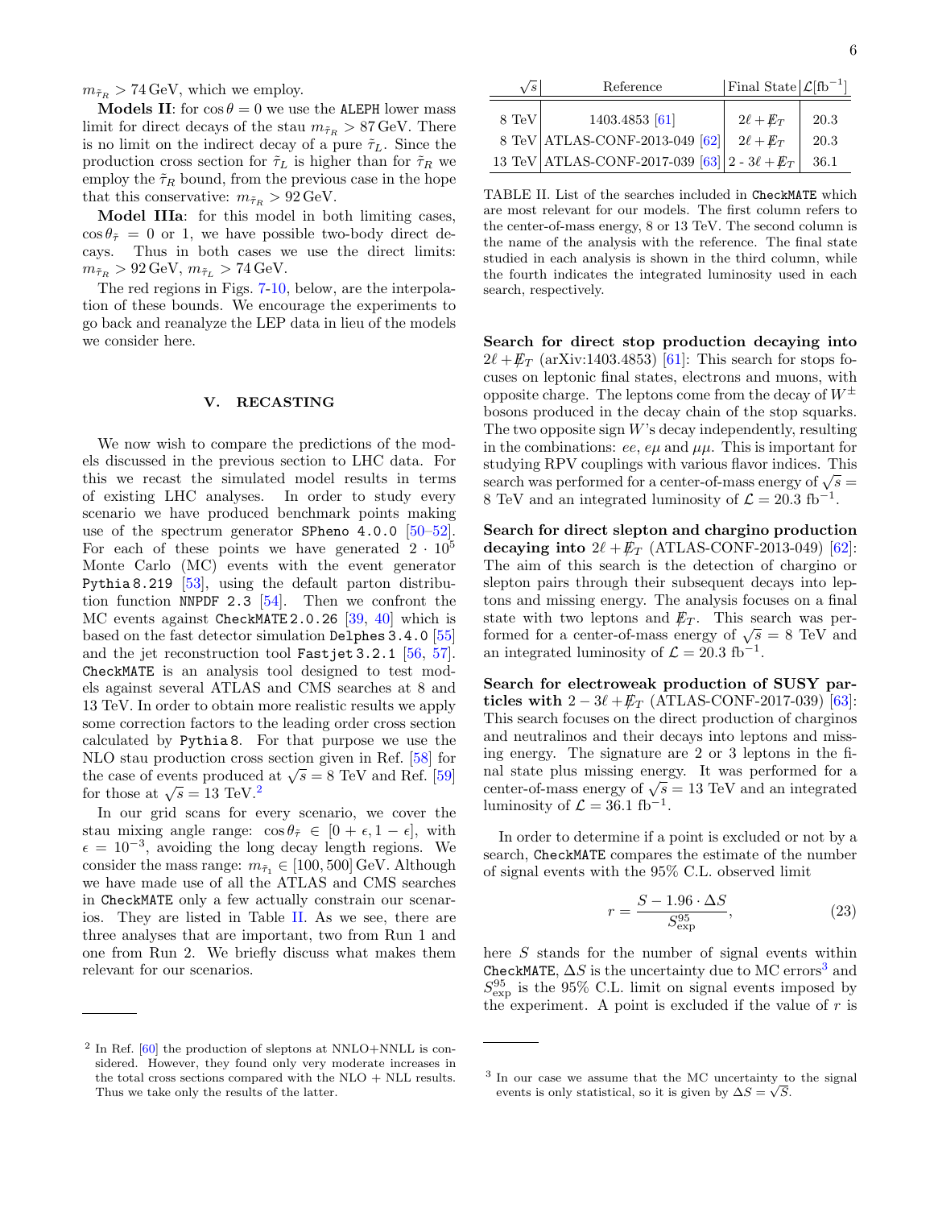$m_{\tilde{\tau}_R} > 74\,\text{GeV}$, which we employ.

**Models II**: for $\cos\theta = 0$ we use the `ALEPH` lower mass limit for direct decays of the stau $m_{\tilde{\tau}_R} > 87\,\text{GeV}$. There is no limit on the indirect decay of a pure $\tilde{\tau}_L$. Since the production cross section for $\tilde{\tau}_L$ is higher than for $\tilde{\tau}_R$ we employ the $\tilde{\tau}_R$ bound, from the previous case in the hope that this conservative: $m_{\tilde{\tau}_R} > 92\,\text{GeV}$.

**Model IIIa**: for this model in both limiting cases, $\cos\theta_{\tilde{\tau}} = 0$ or 1, we have possible two-body direct decays. Thus in both cases we use the direct limits: $m_{\tilde{\tau}_R} > 92\,\text{GeV}$, $m_{\tilde{\tau}_L} > 74\,\text{GeV}$.

The red regions in Figs. 7-10, below, are the interpolation of these bounds. We encourage the experiments to go back and reanalyze the LEP data in lieu of the models we consider here.

## V. RECASTING

We now wish to compare the predictions of the models discussed in the previous section to LHC data. For this we recast the simulated model results in terms of existing LHC analyses. In order to study every scenario we have produced benchmark points making use of the spectrum generator `SPheno 4.0.0` [50–52]. For each of these points we have generated $2 \cdot 10^5$ Monte Carlo (MC) events with the event generator `Pythia8.219` [53], using the default parton distribution function `NNPDF 2.3` [54]. Then we confront the MC events against `CheckMATE2.0.26` [39, 40] which is based on the fast detector simulation `Delphes3.4.0` [55] and the jet reconstruction tool `Fastjet3.2.1` [56, 57]. `CheckMATE` is an analysis tool designed to test models against several ATLAS and CMS searches at 8 and 13 TeV. In order to obtain more realistic results we apply some correction factors to the leading order cross section calculated by `Pythia8`. For that purpose we use the NLO stau production cross section given in Ref. [58] for the case of events produced at $\sqrt{s} = 8$ TeV and Ref. [59] for those at $\sqrt{s} = 13$ TeV.[2]

In our grid scans for every scenario, we cover the stau mixing angle range: $\cos\theta_{\tilde{\tau}} \in [0 + \epsilon, 1 - \epsilon]$, with $\epsilon = 10^{-3}$, avoiding the long decay length regions. We consider the mass range: $m_{\tilde{\tau}_1} \in [100, 500]\,\text{GeV}$. Although we have made use of all the ATLAS and CMS searches in `CheckMATE` only a few actually constrain our scenarios. They are listed in Table II. As we see, there are three analyses that are important, two from Run 1 and one from Run 2. We briefly discuss what makes them relevant for our scenarios.

| $\sqrt{s}$ | Reference | Final State | $\mathcal{L}[\text{fb}^{-1}]$ |
|---|---|---|---|
| 8 TeV | 1403.4853 [61] | $2\ell + \not{E}_T$ | 20.3 |
| 8 TeV | ATLAS-CONF-2013-049 [62] | $2\ell + \not{E}_T$ | 20.3 |
| 13 TeV | ATLAS-CONF-2017-039 [63] | 2 - $3\ell + \not{E}_T$ | 36.1 |

TABLE II. List of the searches included in `CheckMATE` which are most relevant for our models. The first column refers to the center-of-mass energy, 8 or 13 TeV. The second column is the name of the analysis with the reference. The final state studied in each analysis is shown in the third column, while the fourth indicates the integrated luminosity used in each search, respectively.

**Search for direct stop production decaying into** $2\ell + \not{E}_T$ (arXiv:1403.4853) [61]: This search for stops focuses on leptonic final states, electrons and muons, with opposite charge. The leptons come from the decay of $W^\pm$ bosons produced in the decay chain of the stop squarks. The two opposite sign $W$'s decay independently, resulting in the combinations: $ee$, $e\mu$ and $\mu\mu$. This is important for studying RPV couplings with various flavor indices. This search was performed for a center-of-mass energy of $\sqrt{s} = 8$ TeV and an integrated luminosity of $\mathcal{L} = 20.3\ \text{fb}^{-1}$.

**Search for direct slepton and chargino production decaying into** $2\ell + \not{E}_T$ (ATLAS-CONF-2013-049) [62]: The aim of this search is the detection of chargino or slepton pairs through their subsequent decays into leptons and missing energy. The analysis focuses on a final state with two leptons and $\not{E}_T$. This search was performed for a center-of-mass energy of $\sqrt{s} = 8$ TeV and an integrated luminosity of $\mathcal{L} = 20.3\ \text{fb}^{-1}$.

**Search for electroweak production of SUSY particles with** $2 - 3\ell + \not{E}_T$ (ATLAS-CONF-2017-039) [63]: This search focuses on the direct production of charginos and neutralinos and their decays into leptons and missing energy. The signature are 2 or 3 leptons in the final state plus missing energy. It was performed for a center-of-mass energy of $\sqrt{s} = 13$ TeV and an integrated luminosity of $\mathcal{L} = 36.1\ \text{fb}^{-1}$.

In order to determine if a point is excluded or not by a search, `CheckMATE` compares the estimate of the number of signal events with the 95% C.L. observed limit

$$r = \frac{S - 1.96 \cdot \Delta S}{S^{95}_{\text{exp}}}, \tag{23}$$

here $S$ stands for the number of signal events within `CheckMATE`, $\Delta S$ is the uncertainty due to MC errors[3] and $S^{95}_{\text{exp}}$ is the 95% C.L. limit on signal events imposed by the experiment. A point is excluded if the value of $r$ is

[2] In Ref. [60] the production of sleptons at NNLO+NNLL is considered. However, they found only very moderate increases in the total cross sections compared with the NLO + NLL results. Thus we take only the results of the latter.

[3] In our case we assume that the MC uncertainty to the signal events is only statistical, so it is given by $\Delta S = \sqrt{S}$.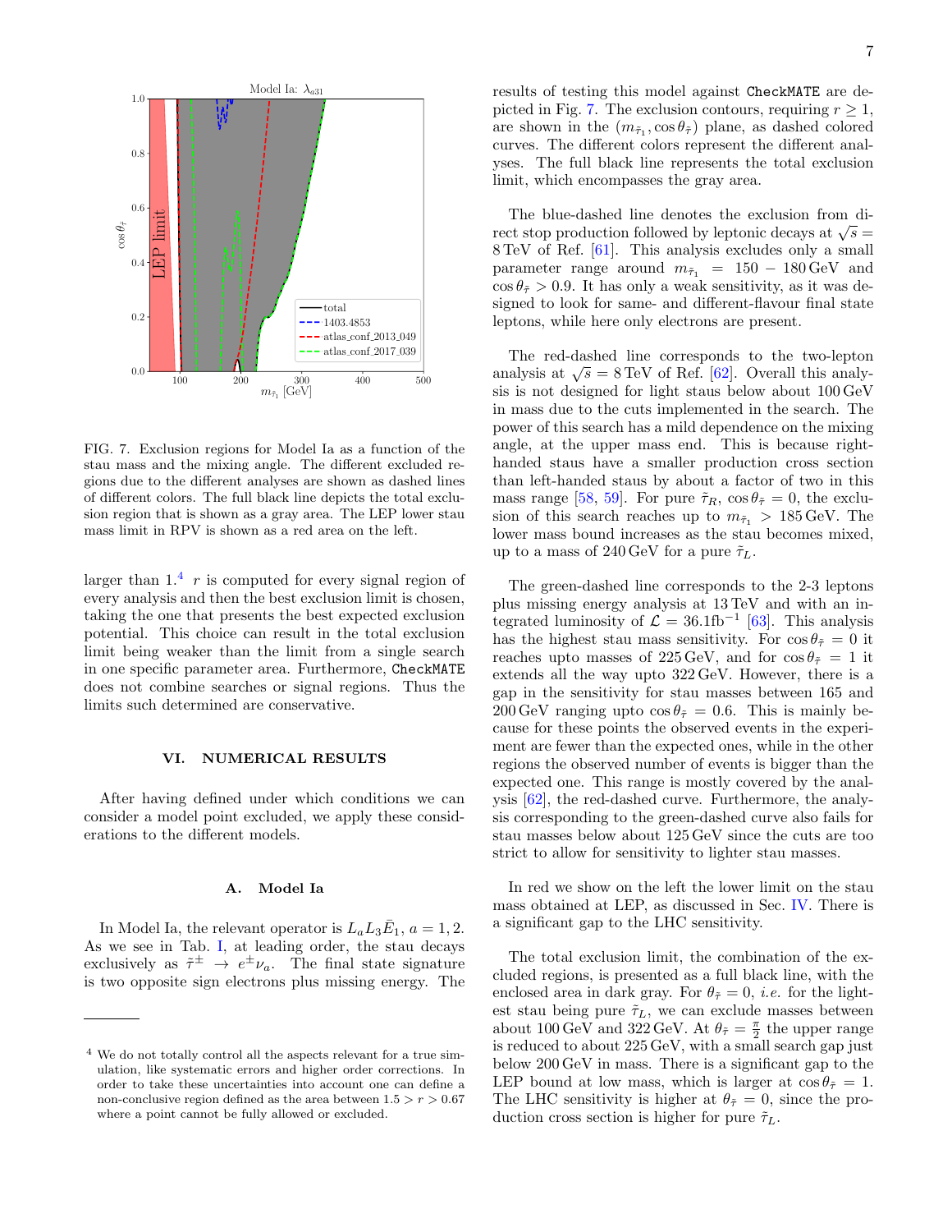FIG. 7. Exclusion regions for Model Ia as a function of the stau mass and the mixing angle. The different excluded regions due to the different analyses are shown as dashed lines of different colors. The full black line depicts the total exclusion region that is shown as a gray area. The LEP lower stau mass limit in RPV is shown as a red area on the left.

larger than 1.[4] $r$ is computed for every signal region of every analysis and then the best exclusion limit is chosen, taking the one that presents the best expected exclusion potential. This choice can result in the total exclusion limit being weaker than the limit from a single search in one specific parameter area. Furthermore, CheckMATE does not combine searches or signal regions. Thus the limits such determined are conservative.

## VI. NUMERICAL RESULTS

After having defined under which conditions we can consider a model point excluded, we apply these considerations to the different models.

### A. Model Ia

In Model Ia, the relevant operator is $L_a L_3 \bar{E}_1$, $a = 1, 2$. As we see in Tab. I, at leading order, the stau decays exclusively as $\tilde{\tau}^\pm \to e^\pm \nu_a$. The final state signature is two opposite sign electrons plus missing energy. The results of testing this model against CheckMATE are depicted in Fig. 7. The exclusion contours, requiring $r \geq 1$, are shown in the $(m_{\tilde{\tau}_1}, \cos\theta_{\tilde{\tau}})$ plane, as dashed colored curves. The different colors represent the different analyses. The full black line represents the total exclusion limit, which encompasses the gray area.

The blue-dashed line denotes the exclusion from direct stop production followed by leptonic decays at $\sqrt{s} = 8\,\text{TeV}$ of Ref. [61]. This analysis excludes only a small parameter range around $m_{\tilde{\tau}_1} = 150 - 180\,\text{GeV}$ and $\cos\theta_{\tilde{\tau}} > 0.9$. It has only a weak sensitivity, as it was designed to look for same- and different-flavour final state leptons, while here only electrons are present.

The red-dashed line corresponds to the two-lepton analysis at $\sqrt{s} = 8\,\text{TeV}$ of Ref. [62]. Overall this analysis is not designed for light staus below about 100 GeV in mass due to the cuts implemented in the search. The power of this search has a mild dependence on the mixing angle, at the upper mass end. This is because right-handed staus have a smaller production cross section than left-handed staus by about a factor of two in this mass range [58, 59]. For pure $\tilde{\tau}_R$, $\cos\theta_{\tilde{\tau}} = 0$, the exclusion of this search reaches up to $m_{\tilde{\tau}_1} > 185\,\text{GeV}$. The lower mass bound increases as the stau becomes mixed, up to a mass of 240 GeV for a pure $\tilde{\tau}_L$.

The green-dashed line corresponds to the 2-3 leptons plus missing energy analysis at 13 TeV and with an integrated luminosity of $\mathcal{L} = 36.1\text{fb}^{-1}$ [63]. This analysis has the highest stau mass sensitivity. For $\cos\theta_{\tilde{\tau}} = 0$ it reaches upto masses of 225 GeV, and for $\cos\theta_{\tilde{\tau}} = 1$ it extends all the way upto 322 GeV. However, there is a gap in the sensitivity for stau masses between 165 and 200 GeV ranging upto $\cos\theta_{\tilde{\tau}} = 0.6$. This is mainly because for these points the observed events in the experiment are fewer than the expected ones, while in the other regions the observed number of events is bigger than the expected one. This range is mostly covered by the analysis [62], the red-dashed curve. Furthermore, the analysis corresponding to the green-dashed curve also fails for stau masses below about 125 GeV since the cuts are too strict to allow for sensitivity to lighter stau masses.

In red we show on the left the lower limit on the stau mass obtained at LEP, as discussed in Sec. IV. There is a significant gap to the LHC sensitivity.

The total exclusion limit, the combination of the excluded regions, is presented as a full black line, with the enclosed area in dark gray. For $\theta_{\tilde{\tau}} = 0$, *i.e.* for the lightest stau being pure $\tilde{\tau}_L$, we can exclude masses between about 100 GeV and 322 GeV. At $\theta_{\tilde{\tau}} = \frac{\pi}{2}$ the upper range is reduced to about 225 GeV, with a small search gap just below 200 GeV in mass. There is a significant gap to the LEP bound at low mass, which is larger at $\cos\theta_{\tilde{\tau}} = 1$. The LHC sensitivity is higher at $\theta_{\tilde{\tau}} = 0$, since the production cross section is higher for pure $\tilde{\tau}_L$.

[4] We do not totally control all the aspects relevant for a true simulation, like systematic errors and higher order corrections. In order to take these uncertainties into account one can define a non-conclusive region defined as the area between $1.5 > r > 0.67$ where a point cannot be fully allowed or excluded.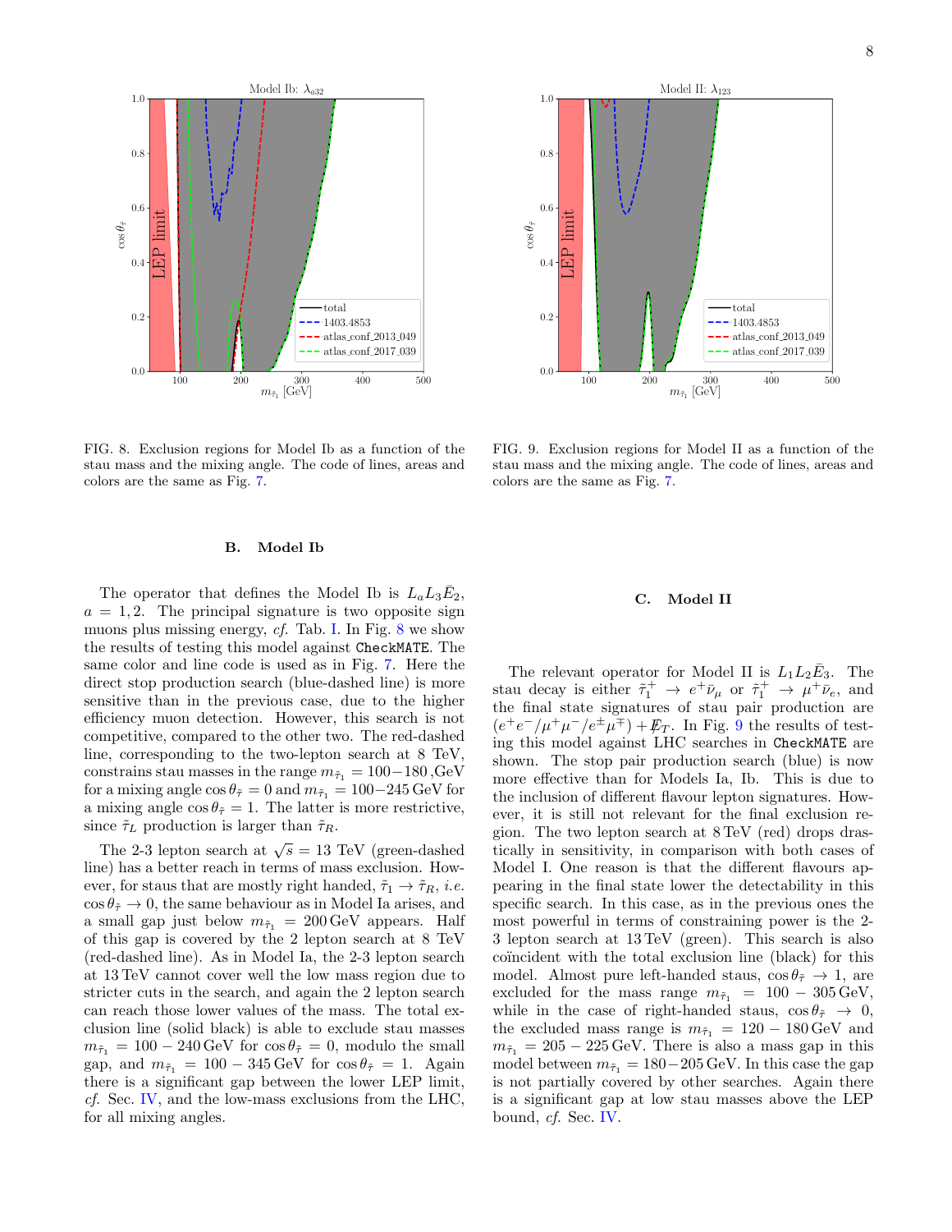FIG. 8. Exclusion regions for Model Ib as a function of the stau mass and the mixing angle. The code of lines, areas and colors are the same as Fig. 7.

FIG. 9. Exclusion regions for Model II as a function of the stau mass and the mixing angle. The code of lines, areas and colors are the same as Fig. 7.

### B. Model Ib

The operator that defines the Model Ib is $L_a L_3 \bar{E}_2$, $a = 1, 2$. The principal signature is two opposite sign muons plus missing energy, *cf.* Tab. I. In Fig. 8 we show the results of testing this model against `CheckMATE`. The same color and line code is used as in Fig. 7. Here the direct stop production search (blue-dashed line) is more sensitive than in the previous case, due to the higher efficiency muon detection. However, this search is not competitive, compared to the other two. The red-dashed line, corresponding to the two-lepton search at 8 TeV, constrains stau masses in the range $m_{\tilde{\tau}_1} = 100-180$ ,GeV for a mixing angle $\cos\theta_{\tilde{\tau}} = 0$ and $m_{\tilde{\tau}_1} = 100-245$ GeV for a mixing angle $\cos\theta_{\tilde{\tau}} = 1$. The latter is more restrictive, since $\tilde{\tau}_L$ production is larger than $\tilde{\tau}_R$.

The 2-3 lepton search at $\sqrt{s} = 13$ TeV (green-dashed line) has a better reach in terms of mass exclusion. However, for staus that are mostly right handed, $\tilde{\tau}_1 \to \tilde{\tau}_R$, *i.e.* $\cos\theta_{\tilde{\tau}} \to 0$, the same behaviour as in Model Ia arises, and a small gap just below $m_{\tilde{\tau}_1} = 200$ GeV appears. Half of this gap is covered by the 2 lepton search at 8 TeV (red-dashed line). As in Model Ia, the 2-3 lepton search at 13 TeV cannot cover well the low mass region due to stricter cuts in the search, and again the 2 lepton search can reach those lower values of the mass. The total exclusion line (solid black) is able to exclude stau masses $m_{\tilde{\tau}_1} = 100 - 240$ GeV for $\cos\theta_{\tilde{\tau}} = 0$, modulo the small gap, and $m_{\tilde{\tau}_1} = 100 - 345$ GeV for $\cos\theta_{\tilde{\tau}} = 1$. Again there is a significant gap between the lower LEP limit, *cf.* Sec. IV, and the low-mass exclusions from the LHC, for all mixing angles.

### C. Model II

The relevant operator for Model II is $L_1 L_2 \bar{E}_3$. The stau decay is either $\tilde{\tau}_1^+ \to e^+ \bar{\nu}_\mu$ or $\tilde{\tau}_1^+ \to \mu^+ \bar{\nu}_e$, and the final state signatures of stau pair production are $(e^+e^-/\mu^+\mu^-/e^\pm\mu^\mp) + \not{E}_T$. In Fig. 9 the results of testing this model against LHC searches in `CheckMATE` are shown. The stop pair production search (blue) is now more effective than for Models Ia, Ib. This is due to the inclusion of different flavour lepton signatures. However, it is still not relevant for the final exclusion region. The two lepton search at 8 TeV (red) drops drastically in sensitivity, in comparison with both cases of Model I. One reason is that the different flavours appearing in the final state lower the detectability in this specific search. In this case, as in the previous ones the most powerful in terms of constraining power is the 2-3 lepton search at 13 TeV (green). This search is also coïncident with the total exclusion line (black) for this model. Almost pure left-handed staus, $\cos\theta_{\tilde{\tau}} \to 1$, are excluded for the mass range $m_{\tilde{\tau}_1} = 100 - 305$ GeV, while in the case of right-handed staus, $\cos\theta_{\tilde{\tau}} \to 0$, the excluded mass range is $m_{\tilde{\tau}_1} = 120 - 180$ GeV and $m_{\tilde{\tau}_1} = 205 - 225$ GeV. There is also a mass gap in this model between $m_{\tilde{\tau}_1} = 180 - 205$ GeV. In this case the gap is not partially covered by other searches. Again there is a significant gap at low stau masses above the LEP bound, *cf.* Sec. IV.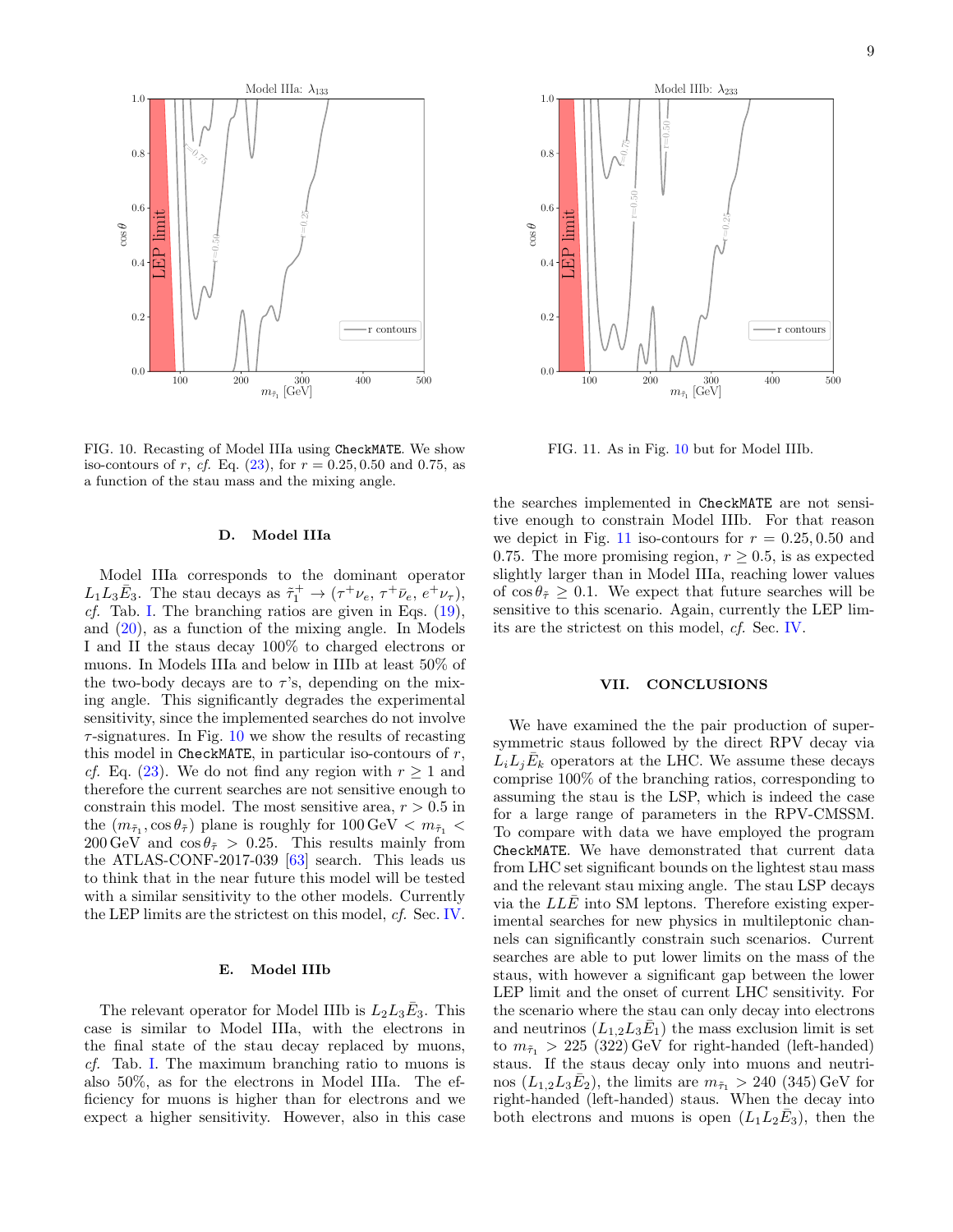FIG. 10. Recasting of Model IIIa using CheckMATE. We show iso-contours of $r$, *cf.* Eq. (23), for $r = 0.25, 0.50$ and 0.75, as a function of the stau mass and the mixing angle.

FIG. 11. As in Fig. 10 but for Model IIIb.

### D. Model IIIa

Model IIIa corresponds to the dominant operator $L_1 L_3 \bar{E}_3$. The stau decays as $\tilde{\tau}_1^+ \to (\tau^+ \nu_e,\, \tau^+ \bar{\nu}_e,\, e^+ \nu_\tau)$, *cf.* Tab. I. The branching ratios are given in Eqs. (19), and (20), as a function of the mixing angle. In Models I and II the staus decay 100% to charged electrons or muons. In Models IIIa and below in IIIb at least 50% of the two-body decays are to $\tau$'s, depending on the mixing angle. This significantly degrades the experimental sensitivity, since the implemented searches do not involve $\tau$-signatures. In Fig. 10 we show the results of recasting this model in CheckMATE, in particular iso-contours of $r$, *cf.* Eq. (23). We do not find any region with $r \geq 1$ and therefore the current searches are not sensitive enough to constrain this model. The most sensitive area, $r > 0.5$ in the $(m_{\tilde{\tau}_1}, \cos\theta_{\tilde{\tau}})$ plane is roughly for $100\,\mathrm{GeV} < m_{\tilde{\tau}_1} < 200\,\mathrm{GeV}$ and $\cos\theta_{\tilde{\tau}} > 0.25$. This results mainly from the ATLAS-CONF-2017-039 [63] search. This leads us to think that in the near future this model will be tested with a similar sensitivity to the other models. Currently the LEP limits are the strictest on this model, *cf.* Sec. IV.

### E. Model IIIb

The relevant operator for Model IIIb is $L_2 L_3 \bar{E}_3$. This case is similar to Model IIIa, with the electrons in the final state of the stau decay replaced by muons, *cf.* Tab. I. The maximum branching ratio to muons is also 50%, as for the electrons in Model IIIa. The efficiency for muons is higher than for electrons and we expect a higher sensitivity. However, also in this case the searches implemented in CheckMATE are not sensitive enough to constrain Model IIIb. For that reason we depict in Fig. 11 iso-contours for $r = 0.25, 0.50$ and 0.75. The most promising region, $r \geq 0.5$, is as expected slightly larger than in Model IIIa, reaching lower values of $\cos\theta_{\tilde{\tau}} \geq 0.1$. We expect that future searches will be sensitive to this scenario. Again, currently the LEP limits are the strictest on this model, *cf.* Sec. IV.

## VII. CONCLUSIONS

We have examined the the pair production of supersymmetric staus followed by the direct RPV decay via $L_i L_j \bar{E}_k$ operators at the LHC. We assume these decays comprise 100% of the branching ratios, corresponding to assuming the stau is the LSP, which is indeed the case for a large range of parameters in the RPV-CMSSM. To compare with data we have employed the program CheckMATE. We have demonstrated that current data from LHC set significant bounds on the lightest stau mass and the relevant stau mixing angle. The stau LSP decays via the $LL\bar{E}$ into SM leptons. Therefore existing experimental searches for new physics in multileptonic channels can significantly constrain such scenarios. Current searches are able to put lower limits on the mass of the staus, with however a significant gap between the lower LEP limit and the onset of current LHC sensitivity. For the scenario where the stau can only decay into electrons and neutrinos $(L_{1,2} L_3 \bar{E}_1)$ the mass exclusion limit is set to $m_{\tilde{\tau}_1} > 225\ (322)\,\mathrm{GeV}$ for right-handed (left-handed) staus. If the stau decay only into muons and neutrinos $(L_{1,2} L_3 \bar{E}_2)$, the limits are $m_{\tilde{\tau}_1} > 240\ (345)\,\mathrm{GeV}$ for right-handed (left-handed) staus. When the decay into both electrons and muons is open $(L_1 L_2 \bar{E}_3)$, then the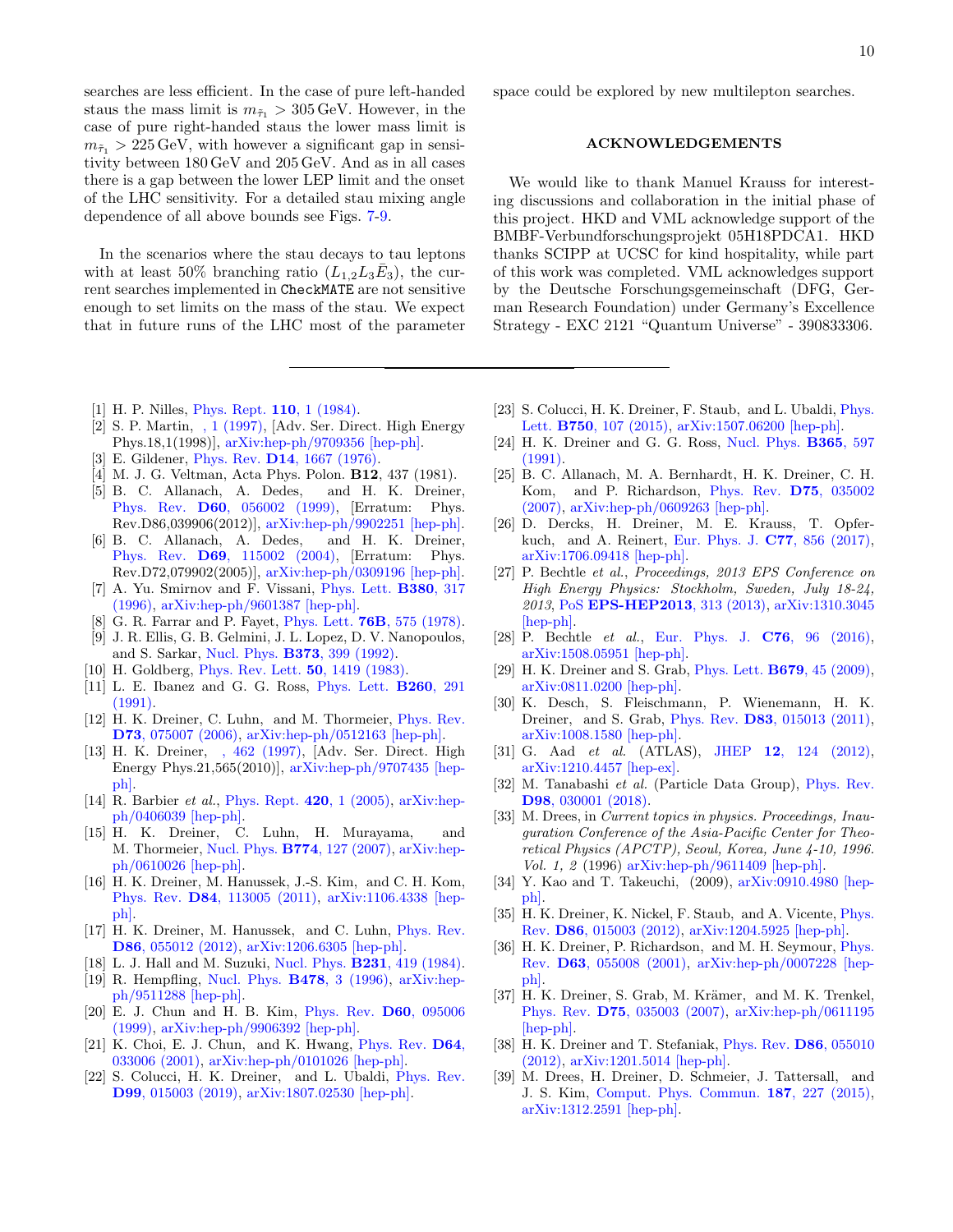searches are less efficient. In the case of pure left-handed staus the mass limit is $m_{\tilde{\tau}_1} > 305\,\text{GeV}$. However, in the case of pure right-handed staus the lower mass limit is $m_{\tilde{\tau}_1} > 225\,\text{GeV}$, with however a significant gap in sensitivity between 180 GeV and 205 GeV. And as in all cases there is a gap between the lower LEP limit and the onset of the LHC sensitivity. For a detailed stau mixing angle dependence of all above bounds see Figs. 7-9.

In the scenarios where the stau decays to tau leptons with at least 50% branching ratio ($L_{1,2}L_3\bar{E}_3$), the current searches implemented in `CheckMATE` are not sensitive enough to set limits on the mass of the stau. We expect that in future runs of the LHC most of the parameter space could be explored by new multilepton searches.

## ACKNOWLEDGEMENTS

We would like to thank Manuel Krauss for interesting discussions and collaboration in the initial phase of this project. HKD and VML acknowledge support of the BMBF-Verbundforschungsprojekt 05H18PDCA1. HKD thanks SCIPP at UCSC for kind hospitality, while part of this work was completed. VML acknowledges support by the Deutsche Forschungsgemeinschaft (DFG, German Research Foundation) under Germany's Excellence Strategy - EXC 2121 "Quantum Universe" - 390833306.

---

[1] H. P. Nilles, Phys. Rept. **110**, 1 (1984).
[2] S. P. Martin, , 1 (1997), [Adv. Ser. Direct. High Energy Phys.18,1(1998)], arXiv:hep-ph/9709356 [hep-ph].
[3] E. Gildener, Phys. Rev. **D14**, 1667 (1976).
[4] M. J. G. Veltman, Acta Phys. Polon. **B12**, 437 (1981).
[5] B. C. Allanach, A. Dedes, and H. K. Dreiner, Phys. Rev. **D60**, 056002 (1999), [Erratum: Phys. Rev.D86,039906(2012)], arXiv:hep-ph/9902251 [hep-ph].
[6] B. C. Allanach, A. Dedes, and H. K. Dreiner, Phys. Rev. **D69**, 115002 (2004), [Erratum: Phys. Rev.D72,079902(2005)], arXiv:hep-ph/0309196 [hep-ph].
[7] A. Yu. Smirnov and F. Vissani, Phys. Lett. **B380**, 317 (1996), arXiv:hep-ph/9601387 [hep-ph].
[8] G. R. Farrar and P. Fayet, Phys. Lett. **76B**, 575 (1978).
[9] J. R. Ellis, G. B. Gelmini, J. L. Lopez, D. V. Nanopoulos, and S. Sarkar, Nucl. Phys. **B373**, 399 (1992).
[10] H. Goldberg, Phys. Rev. Lett. **50**, 1419 (1983).
[11] L. E. Ibanez and G. G. Ross, Phys. Lett. **B260**, 291 (1991).
[12] H. K. Dreiner, C. Luhn, and M. Thormeier, Phys. Rev. **D73**, 075007 (2006), arXiv:hep-ph/0512163 [hep-ph].
[13] H. K. Dreiner, , 462 (1997), [Adv. Ser. Direct. High Energy Phys.21,565(2010)], arXiv:hep-ph/9707435 [hep-ph].
[14] R. Barbier *et al.*, Phys. Rept. **420**, 1 (2005), arXiv:hep-ph/0406039 [hep-ph].
[15] H. K. Dreiner, C. Luhn, H. Murayama, and M. Thormeier, Nucl. Phys. **B774**, 127 (2007), arXiv:hep-ph/0610026 [hep-ph].
[16] H. K. Dreiner, M. Hanussek, J.-S. Kim, and C. H. Kom, Phys. Rev. **D84**, 113005 (2011), arXiv:1106.4338 [hep-ph].
[17] H. K. Dreiner, M. Hanussek, and C. Luhn, Phys. Rev. **D86**, 055012 (2012), arXiv:1206.6305 [hep-ph].
[18] L. J. Hall and M. Suzuki, Nucl. Phys. **B231**, 419 (1984).
[19] R. Hempfling, Nucl. Phys. **B478**, 3 (1996), arXiv:hep-ph/9511288 [hep-ph].
[20] E. J. Chun and H. B. Kim, Phys. Rev. **D60**, 095006 (1999), arXiv:hep-ph/9906392 [hep-ph].
[21] K. Choi, E. J. Chun, and K. Hwang, Phys. Rev. **D64**, 033006 (2001), arXiv:hep-ph/0101026 [hep-ph].
[22] S. Colucci, H. K. Dreiner, and L. Ubaldi, Phys. Rev. **D99**, 015003 (2019), arXiv:1807.02530 [hep-ph].
[23] S. Colucci, H. K. Dreiner, F. Staub, and L. Ubaldi, Phys. Lett. **B750**, 107 (2015), arXiv:1507.06200 [hep-ph].
[24] H. K. Dreiner and G. G. Ross, Nucl. Phys. **B365**, 597 (1991).
[25] B. C. Allanach, M. A. Bernhardt, H. K. Dreiner, C. H. Kom, and P. Richardson, Phys. Rev. **D75**, 035002 (2007), arXiv:hep-ph/0609263 [hep-ph].
[26] D. Dercks, H. Dreiner, M. E. Krauss, T. Opferkuch, and A. Reinert, Eur. Phys. J. **C77**, 856 (2017), arXiv:1706.09418 [hep-ph].
[27] P. Bechtle *et al.*, *Proceedings, 2013 EPS Conference on High Energy Physics: Stockholm, Sweden, July 18-24, 2013*, PoS **EPS-HEP2013**, 313 (2013), arXiv:1310.3045 [hep-ph].
[28] P. Bechtle *et al.*, Eur. Phys. J. **C76**, 96 (2016), arXiv:1508.05951 [hep-ph].
[29] H. K. Dreiner and S. Grab, Phys. Lett. **B679**, 45 (2009), arXiv:0811.0200 [hep-ph].
[30] K. Desch, S. Fleischmann, P. Wienemann, H. K. Dreiner, and S. Grab, Phys. Rev. **D83**, 015013 (2011), arXiv:1008.1580 [hep-ph].
[31] G. Aad *et al.* (ATLAS), JHEP **12**, 124 (2012), arXiv:1210.4457 [hep-ex].
[32] M. Tanabashi *et al.* (Particle Data Group), Phys. Rev. **D98**, 030001 (2018).
[33] M. Drees, in *Current topics in physics. Proceedings, Inauguration Conference of the Asia-Pacific Center for Theoretical Physics (APCTP), Seoul, Korea, June 4-10, 1996. Vol. 1, 2* (1996) arXiv:hep-ph/9611409 [hep-ph].
[34] Y. Kao and T. Takeuchi, (2009), arXiv:0910.4980 [hep-ph].
[35] H. K. Dreiner, K. Nickel, F. Staub, and A. Vicente, Phys. Rev. **D86**, 015003 (2012), arXiv:1204.5925 [hep-ph].
[36] H. K. Dreiner, P. Richardson, and M. H. Seymour, Phys. Rev. **D63**, 055008 (2001), arXiv:hep-ph/0007228 [hep-ph].
[37] H. K. Dreiner, S. Grab, M. Krämer, and M. K. Trenkel, Phys. Rev. **D75**, 035003 (2007), arXiv:hep-ph/0611195 [hep-ph].
[38] H. K. Dreiner and T. Stefaniak, Phys. Rev. **D86**, 055010 (2012), arXiv:1201.5014 [hep-ph].
[39] M. Drees, H. Dreiner, D. Schmeier, J. Tattersall, and J. S. Kim, Comput. Phys. Commun. **187**, 227 (2015), arXiv:1312.2591 [hep-ph].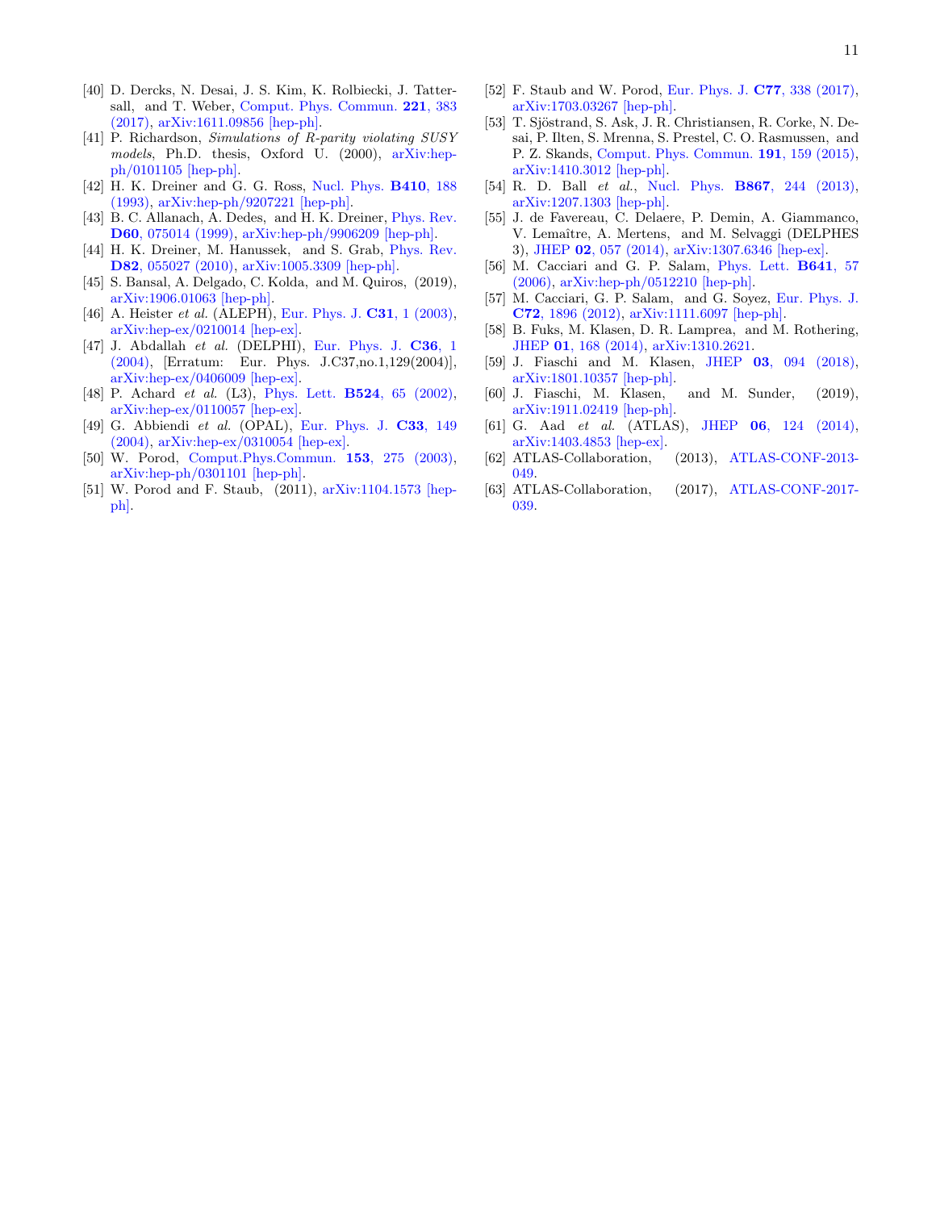[40] D. Dercks, N. Desai, J. S. Kim, K. Rolbiecki, J. Tattersall, and T. Weber, Comput. Phys. Commun. **221**, 383 (2017), arXiv:1611.09856 [hep-ph].

[41] P. Richardson, *Simulations of R-parity violating SUSY models*, Ph.D. thesis, Oxford U. (2000), arXiv:hep-ph/0101105 [hep-ph].

[42] H. K. Dreiner and G. G. Ross, Nucl. Phys. **B410**, 188 (1993), arXiv:hep-ph/9207221 [hep-ph].

[43] B. C. Allanach, A. Dedes, and H. K. Dreiner, Phys. Rev. **D60**, 075014 (1999), arXiv:hep-ph/9906209 [hep-ph].

[44] H. K. Dreiner, M. Hanussek, and S. Grab, Phys. Rev. **D82**, 055027 (2010), arXiv:1005.3309 [hep-ph].

[45] S. Bansal, A. Delgado, C. Kolda, and M. Quiros, (2019), arXiv:1906.01063 [hep-ph].

[46] A. Heister *et al.* (ALEPH), Eur. Phys. J. **C31**, 1 (2003), arXiv:hep-ex/0210014 [hep-ex].

[47] J. Abdallah *et al.* (DELPHI), Eur. Phys. J. **C36**, 1 (2004), [Erratum: Eur. Phys. J.C37,no.1,129(2004)], arXiv:hep-ex/0406009 [hep-ex].

[48] P. Achard *et al.* (L3), Phys. Lett. **B524**, 65 (2002), arXiv:hep-ex/0110057 [hep-ex].

[49] G. Abbiendi *et al.* (OPAL), Eur. Phys. J. **C33**, 149 (2004), arXiv:hep-ex/0310054 [hep-ex].

[50] W. Porod, Comput.Phys.Commun. **153**, 275 (2003), arXiv:hep-ph/0301101 [hep-ph].

[51] W. Porod and F. Staub, (2011), arXiv:1104.1573 [hep-ph].

[52] F. Staub and W. Porod, Eur. Phys. J. **C77**, 338 (2017), arXiv:1703.03267 [hep-ph].

[53] T. Sjöstrand, S. Ask, J. R. Christiansen, R. Corke, N. Desai, P. Ilten, S. Mrenna, S. Prestel, C. O. Rasmussen, and P. Z. Skands, Comput. Phys. Commun. **191**, 159 (2015), arXiv:1410.3012 [hep-ph].

[54] R. D. Ball *et al.*, Nucl. Phys. **B867**, 244 (2013), arXiv:1207.1303 [hep-ph].

[55] J. de Favereau, C. Delaere, P. Demin, A. Giammanco, V. Lemaître, A. Mertens, and M. Selvaggi (DELPHES 3), JHEP **02**, 057 (2014), arXiv:1307.6346 [hep-ex].

[56] M. Cacciari and G. P. Salam, Phys. Lett. **B641**, 57 (2006), arXiv:hep-ph/0512210 [hep-ph].

[57] M. Cacciari, G. P. Salam, and G. Soyez, Eur. Phys. J. **C72**, 1896 (2012), arXiv:1111.6097 [hep-ph].

[58] B. Fuks, M. Klasen, D. R. Lamprea, and M. Rothering, JHEP **01**, 168 (2014), arXiv:1310.2621.

[59] J. Fiaschi and M. Klasen, JHEP **03**, 094 (2018), arXiv:1801.10357 [hep-ph].

[60] J. Fiaschi, M. Klasen, and M. Sunder, (2019), arXiv:1911.02419 [hep-ph].

[61] G. Aad *et al.* (ATLAS), JHEP **06**, 124 (2014), arXiv:1403.4853 [hep-ex].

[62] ATLAS-Collaboration, (2013), ATLAS-CONF-2013-049.

[63] ATLAS-Collaboration, (2017), ATLAS-CONF-2017-039.